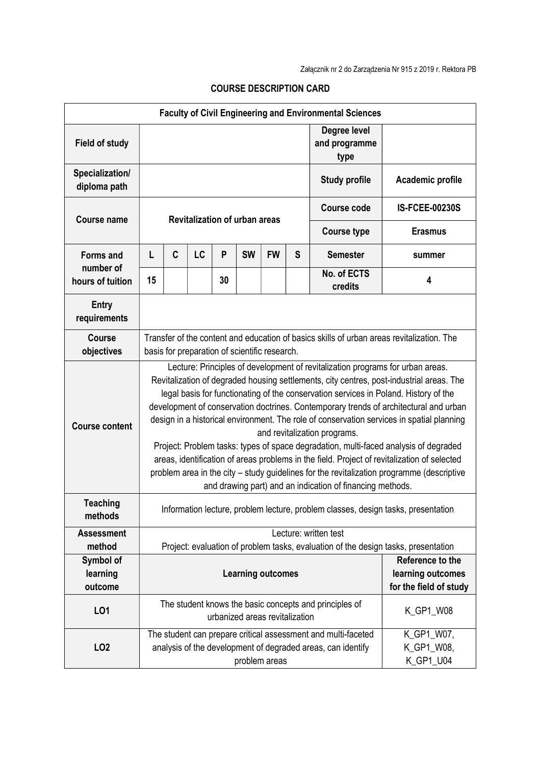Załącznik nr 2 do Zarządzenia Nr 915 z 2019 r. Rektora PB

## COURSE DESCRIPTION CARD

| Faculty of Civil Engineering and Environmental Sciences | | | | | | | | | |
|---|---|---|---|---|---|---|---|---|---|
| **Field of study** | | | | | | | | **Degree level and programme type** | |
| **Specialization/ diploma path** | | | | | | | | **Study profile** | **Academic profile** |
| **Course name** | Revitalization of urban areas | | | | | | | **Course code** | **IS-FCEE-00230S** |
| | | | | | | | | **Course type** | **Erasmus** |
| **Forms and number of hours of tuition** | L | C | LC | P | SW | FW | S | **Semester** | **summer** |
| | 15 | | | 30 | | | | **No. of ECTS credits** | **4** |
| **Entry requirements** | | | | | | | | | |
| **Course objectives** | Transfer of the content and education of basics skills of urban areas revitalization. The basis for preparation of scientific research. | | | | | | | | |
| **Course content** | Lecture: Principles of development of revitalization programs for urban areas. Revitalization of degraded housing settlements, city centres, post-industrial areas. The legal basis for functionating of the conservation services in Poland. History of the development of conservation doctrines. Contemporary trends of architectural and urban design in a historical environment. The role of conservation services in spatial planning and revitalization programs.<br>Project: Problem tasks: types of space degradation, multi-faced analysis of degraded areas, identification of areas problems in the field. Project of revitalization of selected problem area in the city – study guidelines for the revitalization programme (descriptive and drawing part) and an indication of financing methods. | | | | | | | | |
| **Teaching methods** | Information lecture, problem lecture, problem classes, design tasks, presentation | | | | | | | | |
| **Assessment method** | Lecture: written test<br>Project: evaluation of problem tasks, evaluation of the design tasks, presentation | | | | | | | | |
| **Symbol of learning outcome** | **Learning outcomes** | | | | | | | | **Reference to the learning outcomes for the field of study** |
| **LO1** | The student knows the basic concepts and principles of urbanized areas revitalization | | | | | | | | K_GP1_W08 |
| **LO2** | The student can prepare critical assessment and multi-faceted analysis of the development of degraded areas, can identify problem areas | | | | | | | | K_GP1_W07, K_GP1_W08, K_GP1_U04 |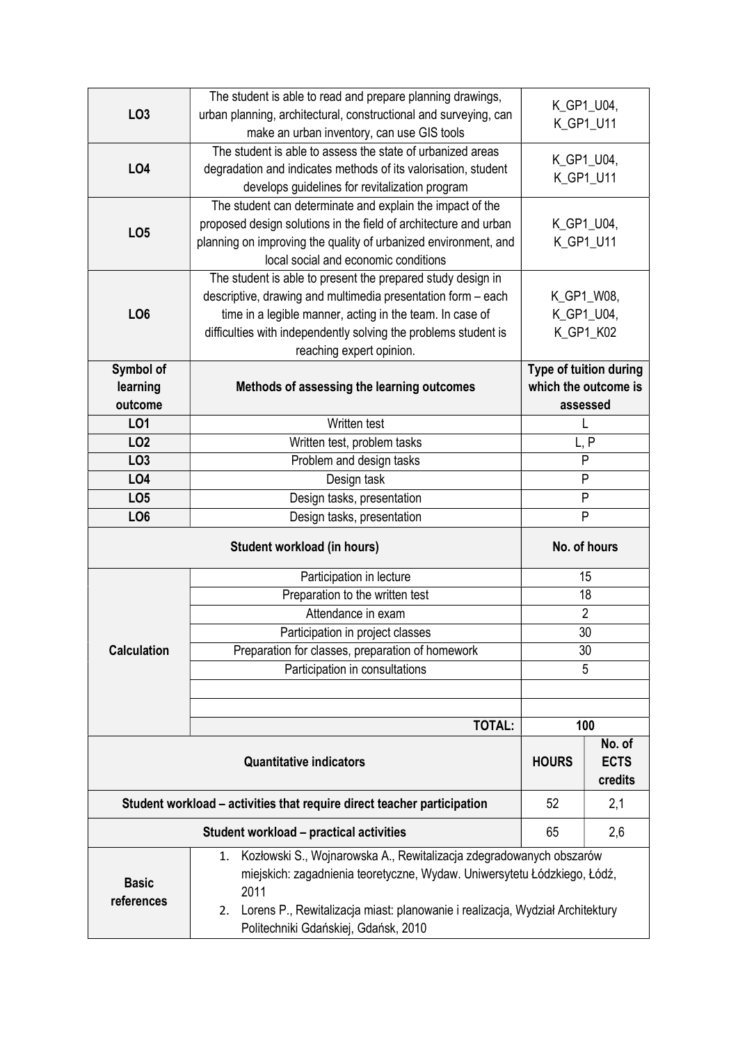| | | |
|---|---|---|
| **LO3** | The student is able to read and prepare planning drawings, urban planning, architectural, constructional and surveying, can make an urban inventory, can use GIS tools | K_GP1_U04, K_GP1_U11 |
| **LO4** | The student is able to assess the state of urbanized areas degradation and indicates methods of its valorisation, student develops guidelines for revitalization program | K_GP1_U04, K_GP1_U11 |
| **LO5** | The student can determinate and explain the impact of the proposed design solutions in the field of architecture and urban planning on improving the quality of urbanized environment, and local social and economic conditions | K_GP1_U04, K_GP1_U11 |
| **LO6** | The student is able to present the prepared study design in descriptive, drawing and multimedia presentation form – each time in a legible manner, acting in the team. In case of difficulties with independently solving the problems student is reaching expert opinion. | K_GP1_W08, K_GP1_U04, K_GP1_K02 |

| Symbol of learning outcome | Methods of assessing the learning outcomes | Type of tuition during which the outcome is assessed |
|---|---|---|
| **LO1** | Written test | L |
| **LO2** | Written test, problem tasks | L, P |
| **LO3** | Problem and design tasks | P |
| **LO4** | Design task | P |
| **LO5** | Design tasks, presentation | P |
| **LO6** | Design tasks, presentation | P |

| Student workload (in hours) | | No. of hours |
|---|---|---|
| **Calculation** | Participation in lecture | 15 |
| | Preparation to the written test | 18 |
| | Attendance in exam | 2 |
| | Participation in project classes | 30 |
| | Preparation for classes, preparation of homework | 30 |
| | Participation in consultations | 5 |
| | | |
| | | |
| | **TOTAL:** | **100** |

| Quantitative indicators | HOURS | No. of ECTS credits |
|---|---|---|
| **Student workload – activities that require direct teacher participation** | 52 | 2,1 |
| **Student workload – practical activities** | 65 | 2,6 |

| | |
|---|---|
| **Basic references** | 1. Kozłowski S., Wojnarowska A., Rewitalizacja zdegradowanych obszarów miejskich: zagadnienia teoretyczne, Wydaw. Uniwersytetu Łódzkiego, Łódź, 2011<br>2. Lorens P., Rewitalizacja miast: planowanie i realizacja, Wydział Architektury Politechniki Gdańskiej, Gdańsk, 2010 |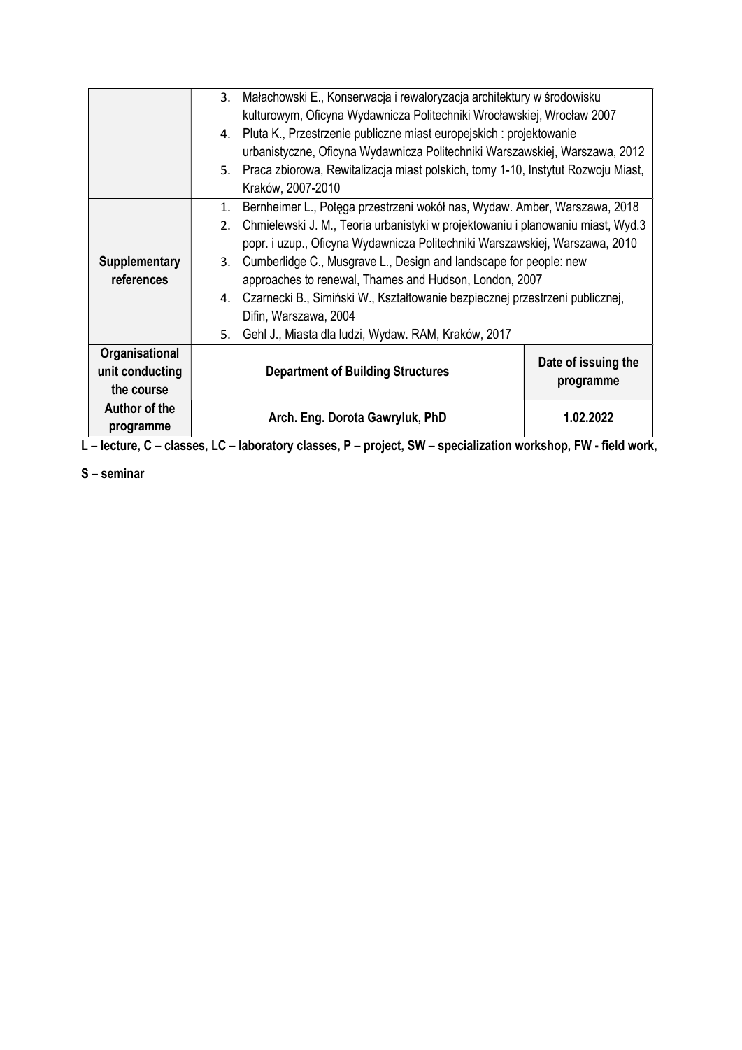| | | |
|---|---|---|
| | 3. Małachowski E., Konserwacja i rewaloryzacja architektury w środowisku kulturowym, Oficyna Wydawnicza Politechniki Wrocławskiej, Wrocław 2007<br>4. Pluta K., Przestrzenie publiczne miast europejskich : projektowanie urbanistyczne, Oficyna Wydawnicza Politechniki Warszawskiej, Warszawa, 2012<br>5. Praca zbiorowa, Rewitalizacja miast polskich, tomy 1-10, Instytut Rozwoju Miast, Kraków, 2007-2010 | |
| **Supplementary references** | 1. Bernheimer L., Potęga przestrzeni wokół nas, Wydaw. Amber, Warszawa, 2018<br>2. Chmielewski J. M., Teoria urbanistyki w projektowaniu i planowaniu miast, Wyd.3 popr. i uzup., Oficyna Wydawnicza Politechniki Warszawskiej, Warszawa, 2010<br>3. Cumberlidge C., Musgrave L., Design and landscape for people: new approaches to renewal, Thames and Hudson, London, 2007<br>4. Czarnecki B., Simiński W., Kształtowanie bezpiecznej przestrzeni publicznej, Difin, Warszawa, 2004<br>5. Gehl J., Miasta dla ludzi, Wydaw. RAM, Kraków, 2017 | |
| **Organisational unit conducting the course** | **Department of Building Structures** | **Date of issuing the programme** |
| **Author of the programme** | **Arch. Eng. Dorota Gawryluk, PhD** | **1.02.2022** |

**L – lecture, C – classes, LC – laboratory classes, P – project, SW – specialization workshop, FW - field work, S – seminar**